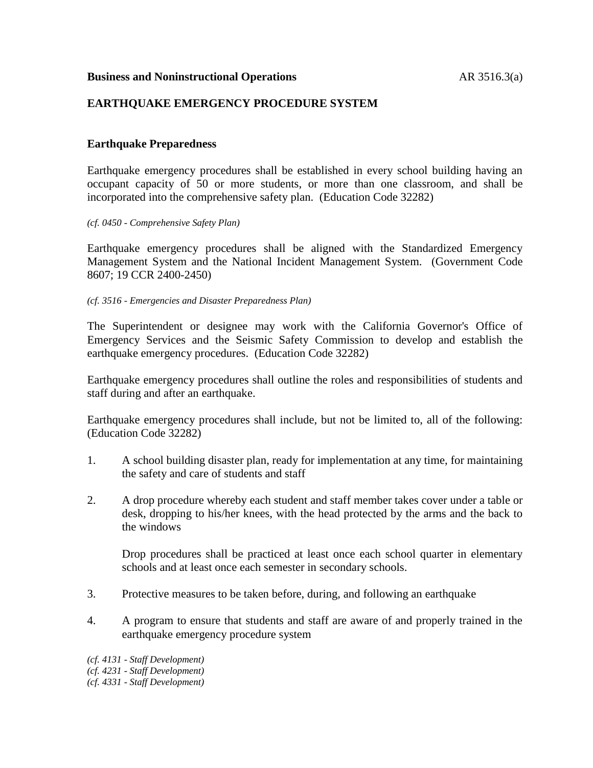**Business and Noninstructional Operations** AR 3516.3(a)

## EARTHQUAKE EMERGENCY PROCEDURE SYSTEM

### Earthquake Preparedness

Earthquake emergency procedures shall be established in every school building having an occupant capacity of 50 or more students, or more than one classroom, and shall be incorporated into the comprehensive safety plan. (Education Code 32282)

*(cf. 0450 - Comprehensive Safety Plan)*

Earthquake emergency procedures shall be aligned with the Standardized Emergency Management System and the National Incident Management System. (Government Code 8607; 19 CCR 2400-2450)

*(cf. 3516 - Emergencies and Disaster Preparedness Plan)*

The Superintendent or designee may work with the California Governor's Office of Emergency Services and the Seismic Safety Commission to develop and establish the earthquake emergency procedures. (Education Code 32282)

Earthquake emergency procedures shall outline the roles and responsibilities of students and staff during and after an earthquake.

Earthquake emergency procedures shall include, but not be limited to, all of the following: (Education Code 32282)

1. A school building disaster plan, ready for implementation at any time, for maintaining the safety and care of students and staff

2. A drop procedure whereby each student and staff member takes cover under a table or desk, dropping to his/her knees, with the head protected by the arms and the back to the windows

   Drop procedures shall be practiced at least once each school quarter in elementary schools and at least once each semester in secondary schools.

3. Protective measures to be taken before, during, and following an earthquake

4. A program to ensure that students and staff are aware of and properly trained in the earthquake emergency procedure system

*(cf. 4131 - Staff Development)*
*(cf. 4231 - Staff Development)*
*(cf. 4331 - Staff Development)*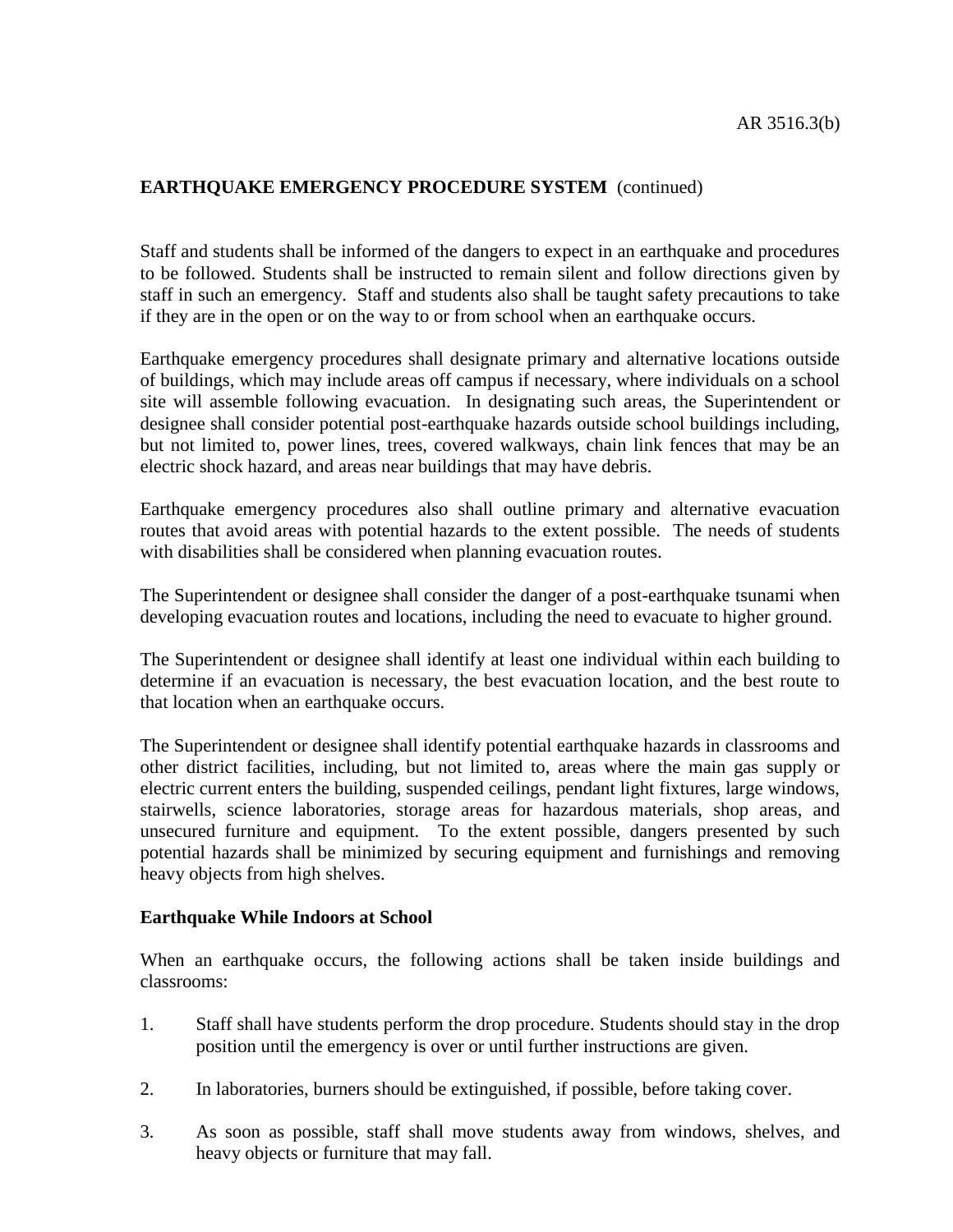**EARTHQUAKE EMERGENCY PROCEDURE SYSTEM** (continued)

Staff and students shall be informed of the dangers to expect in an earthquake and procedures to be followed. Students shall be instructed to remain silent and follow directions given by staff in such an emergency. Staff and students also shall be taught safety precautions to take if they are in the open or on the way to or from school when an earthquake occurs.

Earthquake emergency procedures shall designate primary and alternative locations outside of buildings, which may include areas off campus if necessary, where individuals on a school site will assemble following evacuation. In designating such areas, the Superintendent or designee shall consider potential post-earthquake hazards outside school buildings including, but not limited to, power lines, trees, covered walkways, chain link fences that may be an electric shock hazard, and areas near buildings that may have debris.

Earthquake emergency procedures also shall outline primary and alternative evacuation routes that avoid areas with potential hazards to the extent possible. The needs of students with disabilities shall be considered when planning evacuation routes.

The Superintendent or designee shall consider the danger of a post-earthquake tsunami when developing evacuation routes and locations, including the need to evacuate to higher ground.

The Superintendent or designee shall identify at least one individual within each building to determine if an evacuation is necessary, the best evacuation location, and the best route to that location when an earthquake occurs.

The Superintendent or designee shall identify potential earthquake hazards in classrooms and other district facilities, including, but not limited to, areas where the main gas supply or electric current enters the building, suspended ceilings, pendant light fixtures, large windows, stairwells, science laboratories, storage areas for hazardous materials, shop areas, and unsecured furniture and equipment. To the extent possible, dangers presented by such potential hazards shall be minimized by securing equipment and furnishings and removing heavy objects from high shelves.

**Earthquake While Indoors at School**

When an earthquake occurs, the following actions shall be taken inside buildings and classrooms:

1. Staff shall have students perform the drop procedure. Students should stay in the drop position until the emergency is over or until further instructions are given.

2. In laboratories, burners should be extinguished, if possible, before taking cover.

3. As soon as possible, staff shall move students away from windows, shelves, and heavy objects or furniture that may fall.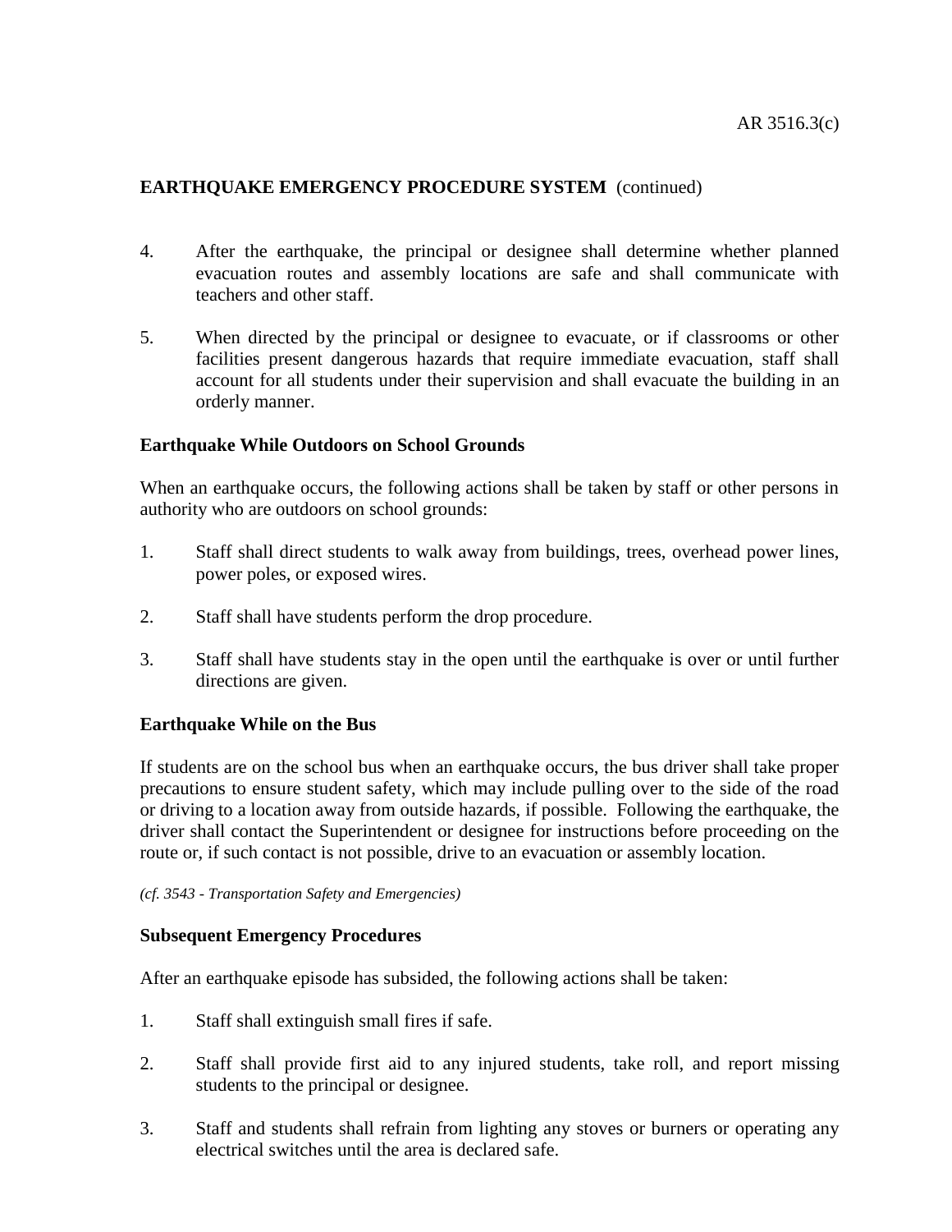## EARTHQUAKE EMERGENCY PROCEDURE SYSTEM (continued)

4. After the earthquake, the principal or designee shall determine whether planned evacuation routes and assembly locations are safe and shall communicate with teachers and other staff.

5. When directed by the principal or designee to evacuate, or if classrooms or other facilities present dangerous hazards that require immediate evacuation, staff shall account for all students under their supervision and shall evacuate the building in an orderly manner.

### Earthquake While Outdoors on School Grounds

When an earthquake occurs, the following actions shall be taken by staff or other persons in authority who are outdoors on school grounds:

1. Staff shall direct students to walk away from buildings, trees, overhead power lines, power poles, or exposed wires.

2. Staff shall have students perform the drop procedure.

3. Staff shall have students stay in the open until the earthquake is over or until further directions are given.

### Earthquake While on the Bus

If students are on the school bus when an earthquake occurs, the bus driver shall take proper precautions to ensure student safety, which may include pulling over to the side of the road or driving to a location away from outside hazards, if possible. Following the earthquake, the driver shall contact the Superintendent or designee for instructions before proceeding on the route or, if such contact is not possible, drive to an evacuation or assembly location.

*(cf. 3543 - Transportation Safety and Emergencies)*

### Subsequent Emergency Procedures

After an earthquake episode has subsided, the following actions shall be taken:

1. Staff shall extinguish small fires if safe.

2. Staff shall provide first aid to any injured students, take roll, and report missing students to the principal or designee.

3. Staff and students shall refrain from lighting any stoves or burners or operating any electrical switches until the area is declared safe.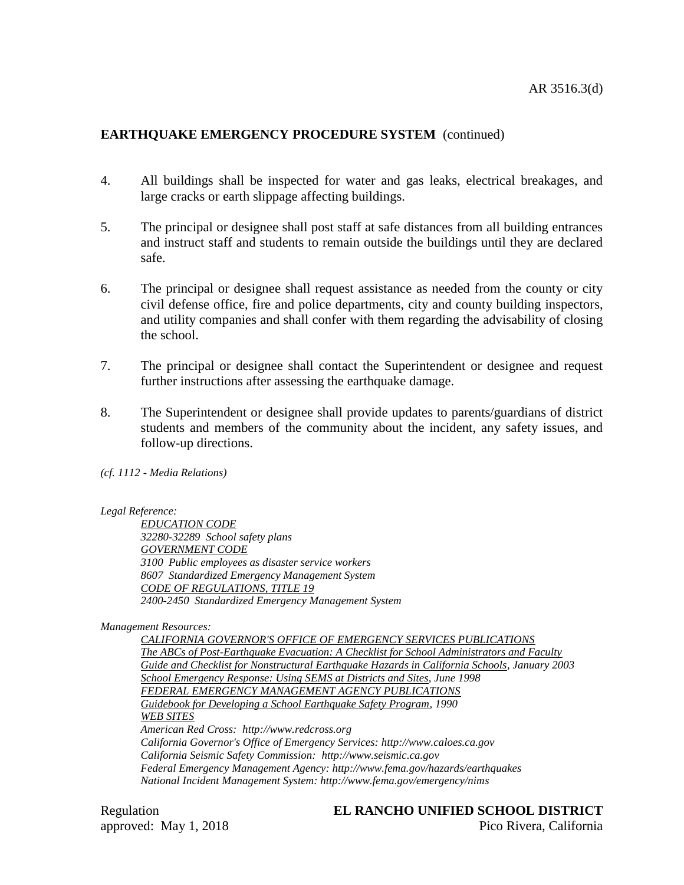**EARTHQUAKE EMERGENCY PROCEDURE SYSTEM** (continued)

4. All buildings shall be inspected for water and gas leaks, electrical breakages, and large cracks or earth slippage affecting buildings.

5. The principal or designee shall post staff at safe distances from all building entrances and instruct staff and students to remain outside the buildings until they are declared safe.

6. The principal or designee shall request assistance as needed from the county or city civil defense office, fire and police departments, city and county building inspectors, and utility companies and shall confer with them regarding the advisability of closing the school.

7. The principal or designee shall contact the Superintendent or designee and request further instructions after assessing the earthquake damage.

8. The Superintendent or designee shall provide updates to parents/guardians of district students and members of the community about the incident, any safety issues, and follow-up directions.

*(cf. 1112 - Media Relations)*

*Legal Reference:*

*EDUCATION CODE*
*32280-32289 School safety plans*
*GOVERNMENT CODE*
*3100 Public employees as disaster service workers*
*8607 Standardized Emergency Management System*
*CODE OF REGULATIONS, TITLE 19*
*2400-2450 Standardized Emergency Management System*

*Management Resources:*

*CALIFORNIA GOVERNOR'S OFFICE OF EMERGENCY SERVICES PUBLICATIONS*
*The ABCs of Post-Earthquake Evacuation: A Checklist for School Administrators and Faculty*
*Guide and Checklist for Nonstructural Earthquake Hazards in California Schools, January 2003*
*School Emergency Response: Using SEMS at Districts and Sites, June 1998*
*FEDERAL EMERGENCY MANAGEMENT AGENCY PUBLICATIONS*
*Guidebook for Developing a School Earthquake Safety Program, 1990*
*WEB SITES*
*American Red Cross: http://www.redcross.org*
*California Governor's Office of Emergency Services: http://www.caloes.ca.gov*
*California Seismic Safety Commission: http://www.seismic.ca.gov*
*Federal Emergency Management Agency: http://www.fema.gov/hazards/earthquakes*
*National Incident Management System: http://www.fema.gov/emergency/nims*

Regulation approved: May 1, 2018

**EL RANCHO UNIFIED SCHOOL DISTRICT**
Pico Rivera, California